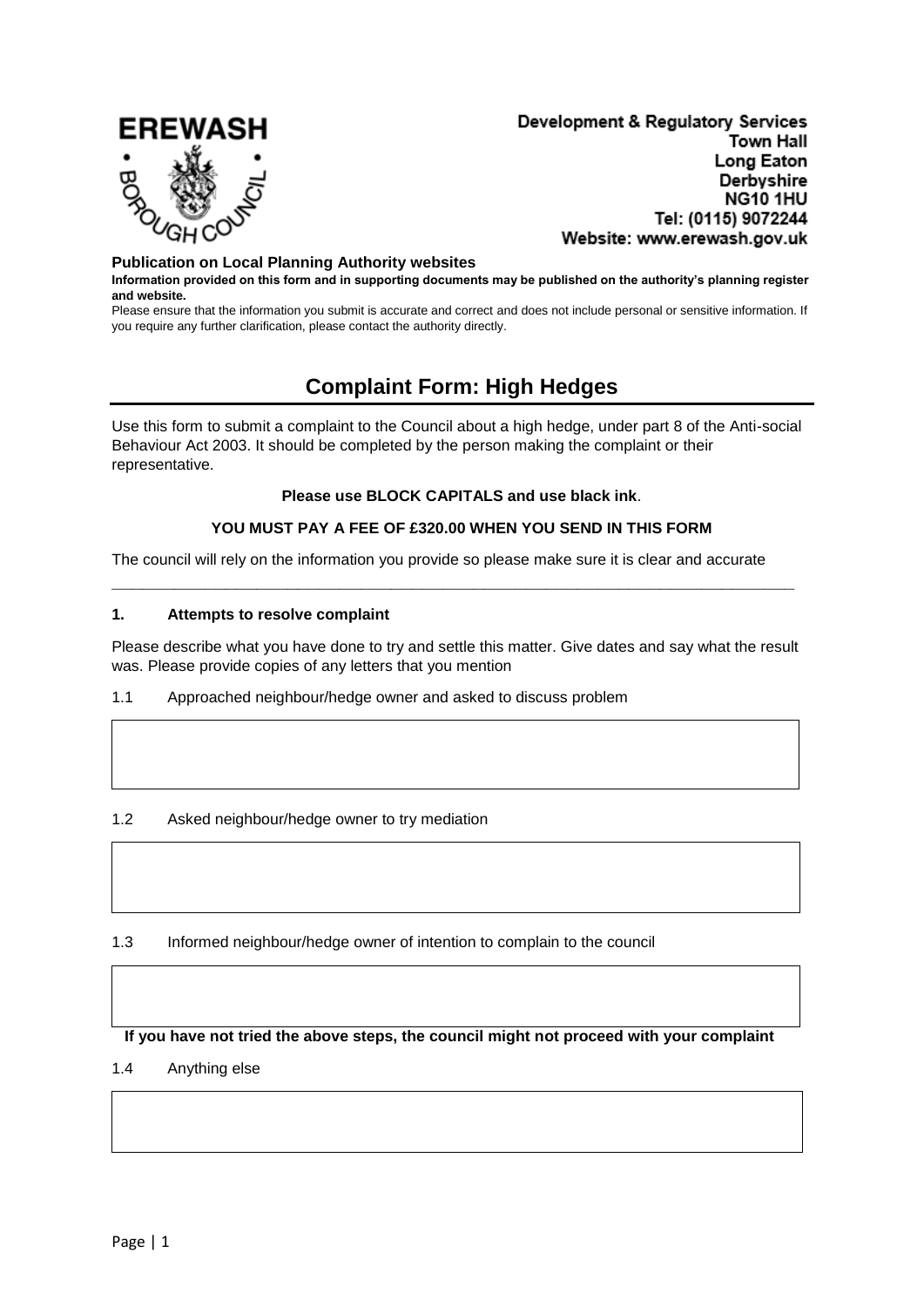**EREWASH BOROUGH COUNCIL**

Development & Regulatory Services
Town Hall
Long Eaton
Derbyshire
NG10 1HU
Tel: (0115) 9072244
Website: www.erewash.gov.uk

**Publication on Local Planning Authority websites**

**Information provided on this form and in supporting documents may be published on the authority's planning register and website.**

Please ensure that the information you submit is accurate and correct and does not include personal or sensitive information. If you require any further clarification, please contact the authority directly.

# Complaint Form: High Hedges

Use this form to submit a complaint to the Council about a high hedge, under part 8 of the Anti-social Behaviour Act 2003. It should be completed by the person making the complaint or their representative.

**Please use BLOCK CAPITALS and use black ink**.

**YOU MUST PAY A FEE OF £320.00 WHEN YOU SEND IN THIS FORM**

The council will rely on the information you provide so please make sure it is clear and accurate

---

## 1. Attempts to resolve complaint

Please describe what you have done to try and settle this matter. Give dates and say what the result was. Please provide copies of any letters that you mention

1.1 Approached neighbour/hedge owner and asked to discuss problem

1.2 Asked neighbour/hedge owner to try mediation

1.3 Informed neighbour/hedge owner of intention to complain to the council

**If you have not tried the above steps, the council might not proceed with your complaint**

1.4 Anything else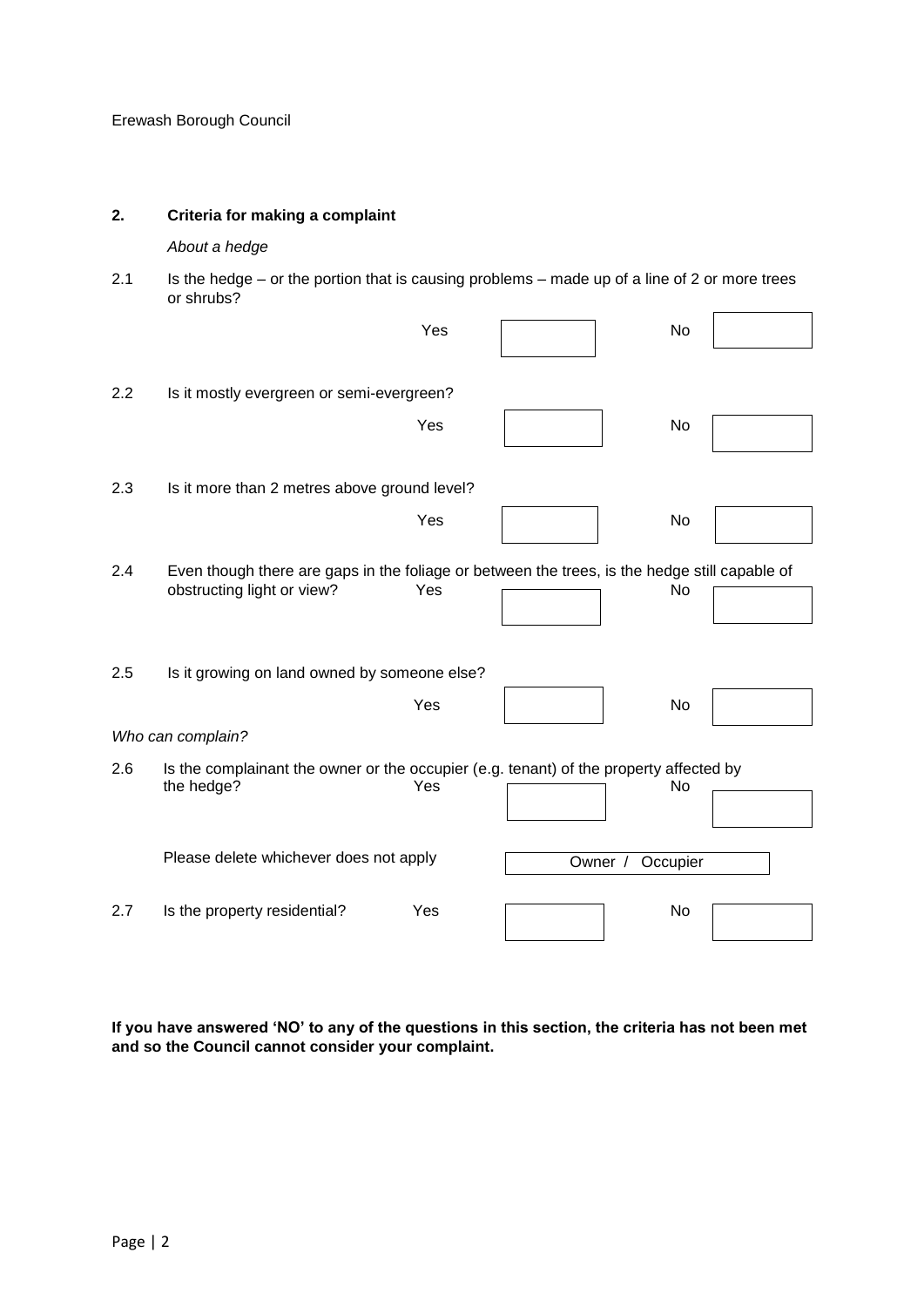## 2. Criteria for making a complaint

*About a hedge*

2.1 Is the hedge – or the portion that is causing problems – made up of a line of 2 or more trees or shrubs?

Yes ☐ No ☐

2.2 Is it mostly evergreen or semi-evergreen?

Yes ☐ No ☐

2.3 Is it more than 2 metres above ground level?

Yes ☐ No ☐

2.4 Even though there are gaps in the foliage or between the trees, is the hedge still capable of obstructing light or view?

Yes ☐ No ☐

2.5 Is it growing on land owned by someone else?

Yes ☐ No ☐

*Who can complain?*

2.6 Is the complainant the owner or the occupier (e.g. tenant) of the property affected by the hedge?

Yes ☐ No ☐

Please delete whichever does not apply: Owner / Occupier

2.7 Is the property residential?

Yes ☐ No ☐

**If you have answered 'NO' to any of the questions in this section, the criteria has not been met and so the Council cannot consider your complaint.**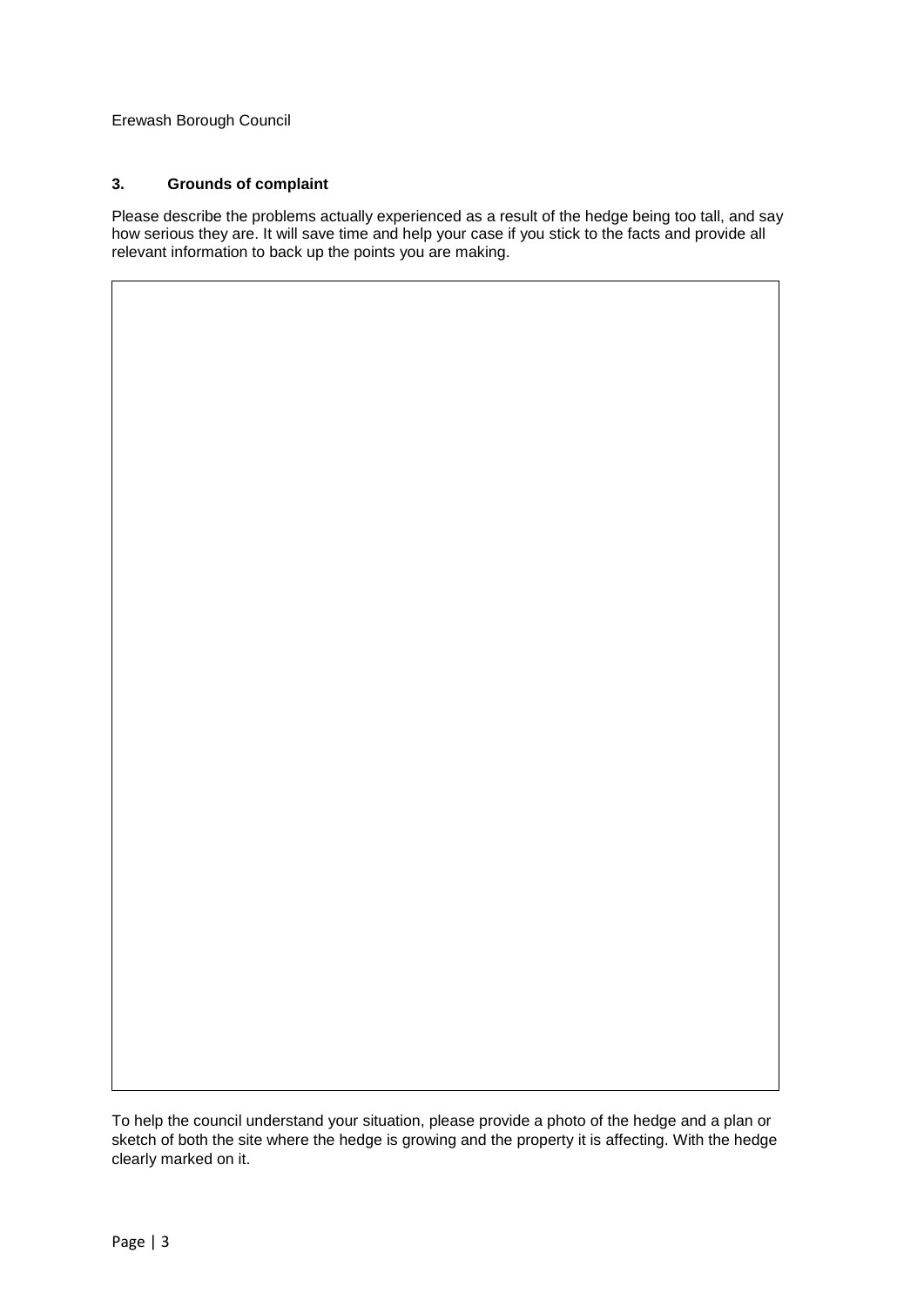### 3. Grounds of complaint

Please describe the problems actually experienced as a result of the hedge being too tall, and say how serious they are. It will save time and help your case if you stick to the facts and provide all relevant information to back up the points you are making.

To help the council understand your situation, please provide a photo of the hedge and a plan or sketch of both the site where the hedge is growing and the property it is affecting. With the hedge clearly marked on it.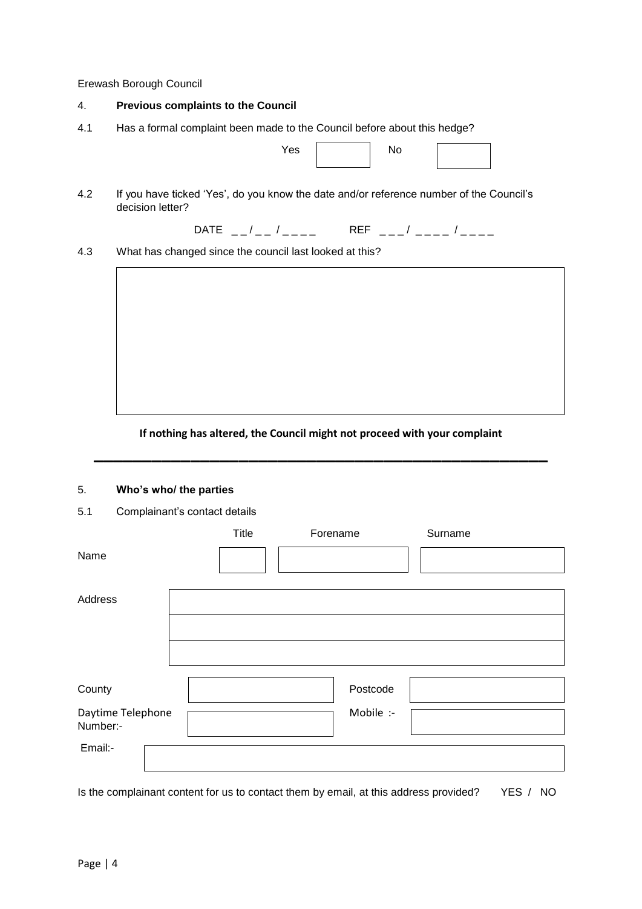Erewash Borough Council

## 4. Previous complaints to the Council

4.1 Has a formal complaint been made to the Council before about this hedge?

Yes ☐ No ☐

4.2 If you have ticked 'Yes', do you know the date and/or reference number of the Council's decision letter?

DATE _ _ / _ _ / _ _ _ _ REF _ _ _ / _ _ _ _ / _ _ _ _

4.3 What has changed since the council last looked at this?

| |
|---|
| |

**If nothing has altered, the Council might not proceed with your complaint**

---

## 5. Who's who/ the parties

5.1 Complainant's contact details

| | Title | Forename | Surname |
|---|---|---|---|
| Name | | | |

| | |
|---|---|
| Address | |
| | |
| | |

| | | | |
|---|---|---|---|
| County | | Postcode | |
| Daytime Telephone Number:- | | Mobile :- | |

| | |
|---|---|
| Email:- | |

Is the complainant content for us to contact them by email, at this address provided? YES / NO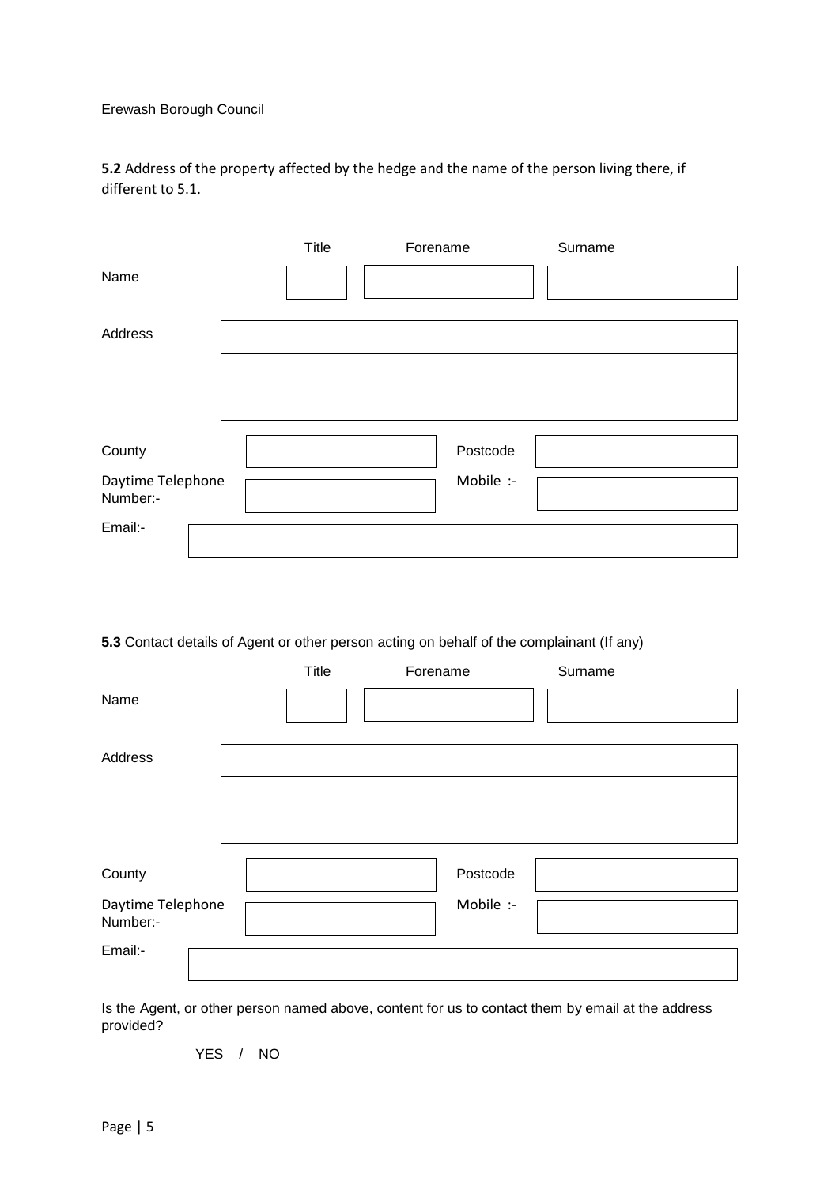**5.2** Address of the property affected by the hedge and the name of the person living there, if different to 5.1.

| | Title | Forename | Surname |
|---|---|---|---|
| Name | | | |

| | |
|---|---|
| Address | |
| | |
| | |

| | | | |
|---|---|---|---|
| County | | Postcode | |
| Daytime Telephone Number:- | | Mobile :- | |
| Email:- | | | |

**5.3** Contact details of Agent or other person acting on behalf of the complainant (If any)

| | Title | Forename | Surname |
|---|---|---|---|
| Name | | | |

| | |
|---|---|
| Address | |
| | |
| | |

| | | | |
|---|---|---|---|
| County | | Postcode | |
| Daytime Telephone Number:- | | Mobile :- | |
| Email:- | | | |

Is the Agent, or other person named above, content for us to contact them by email at the address provided?

YES / NO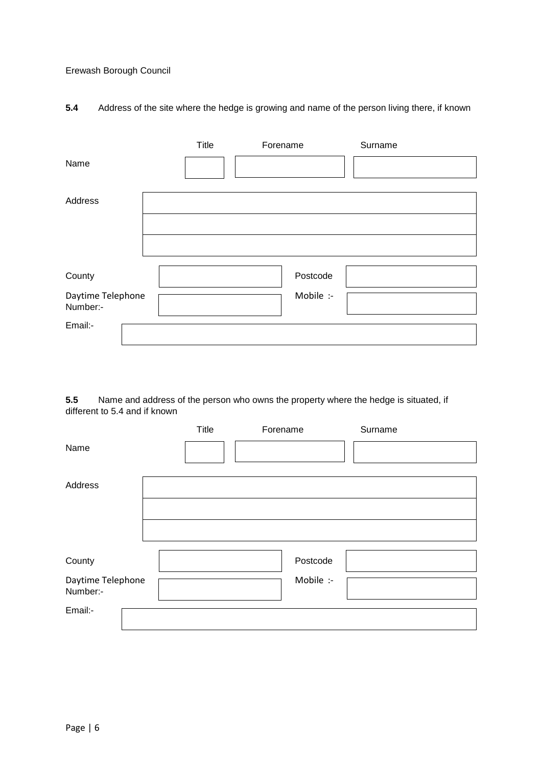**5.4** Address of the site where the hedge is growing and name of the person living there, if known

| | Title | Forename | Surname |
|---|---|---|---|
| Name | | | |

| | |
|---|---|
| Address | |
| | |
| | |

| | | | |
|---|---|---|---|
| County | | Postcode | |
| Daytime Telephone Number:- | | Mobile :- | |
| Email:- | | | |

**5.5** Name and address of the person who owns the property where the hedge is situated, if different to 5.4 and if known

| | Title | Forename | Surname |
|---|---|---|---|
| Name | | | |

| | |
|---|---|
| Address | |
| | |
| | |

| | | | |
|---|---|---|---|
| County | | Postcode | |
| Daytime Telephone Number:- | | Mobile :- | |
| Email:- | | | |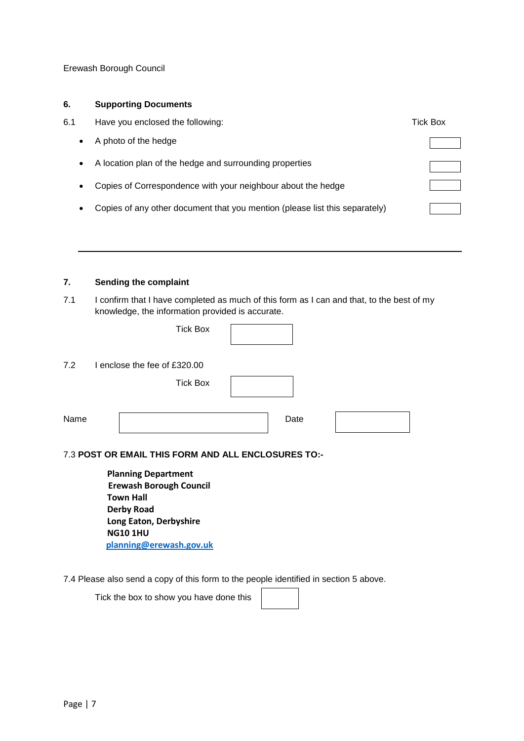## 6. Supporting Documents

6.1 Have you enclosed the following:

| | Tick Box |
|---|---|
| • A photo of the hedge | |
| • A location plan of the hedge and surrounding properties | |
| • Copies of Correspondence with your neighbour about the hedge | |
| • Copies of any other document that you mention (please list this separately) | |

---

## 7. Sending the complaint

7.1 I confirm that I have completed as much of this form as I can and that, to the best of my knowledge, the information provided is accurate.

Tick Box ☐

7.2 I enclose the fee of £320.00

Tick Box ☐

Name ____________________ Date __________

7.3 **POST OR EMAIL THIS FORM AND ALL ENCLOSURES TO:-**

**Planning Department**
**Erewash Borough Council**
**Town Hall**
**Derby Road**
**Long Eaton, Derbyshire**
**NG10 1HU**
**planning@erewash.gov.uk**

7.4 Please also send a copy of this form to the people identified in section 5 above.

Tick the box to show you have done this ☐